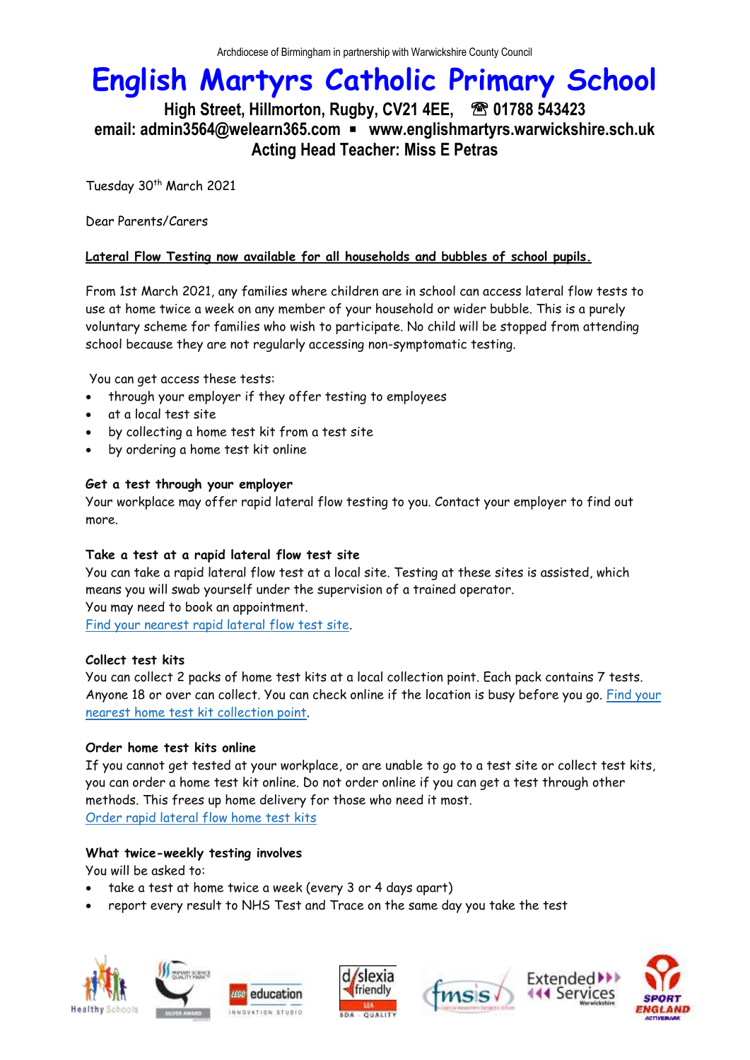Archdiocese of Birmingham in partnership with Warwickshire County Council

# English Martyrs Catholic Primary School

**High Street, Hillmorton, Rugby, CV21 4EE, ☎ 01788 543423**
**email: admin3564@welearn365.com ▪ www.englishmartyrs.warwickshire.sch.uk**
**Acting Head Teacher: Miss E Petras**

Tuesday 30th March 2021

Dear Parents/Carers

**Lateral Flow Testing now available for all households and bubbles of school pupils.**

From 1st March 2021, any families where children are in school can access lateral flow tests to use at home twice a week on any member of your household or wider bubble. This is a purely voluntary scheme for families who wish to participate. No child will be stopped from attending school because they are not regularly accessing non-symptomatic testing.

You can get access these tests:

- through your employer if they offer testing to employees
- at a local test site
- by collecting a home test kit from a test site
- by ordering a home test kit online

**Get a test through your employer**

Your workplace may offer rapid lateral flow testing to you. Contact your employer to find out more.

**Take a test at a rapid lateral flow test site**

You can take a rapid lateral flow test at a local site. Testing at these sites is assisted, which means you will swab yourself under the supervision of a trained operator.
You may need to book an appointment.
Find your nearest rapid lateral flow test site.

**Collect test kits**

You can collect 2 packs of home test kits at a local collection point. Each pack contains 7 tests. Anyone 18 or over can collect. You can check online if the location is busy before you go. Find your nearest home test kit collection point.

**Order home test kits online**

If you cannot get tested at your workplace, or are unable to go to a test site or collect test kits, you can order a home test kit online. Do not order online if you can get a test through other methods. This frees up home delivery for those who need it most.
Order rapid lateral flow home test kits

**What twice-weekly testing involves**

You will be asked to:

- take a test at home twice a week (every 3 or 4 days apart)
- report every result to NHS Test and Trace on the same day you take the test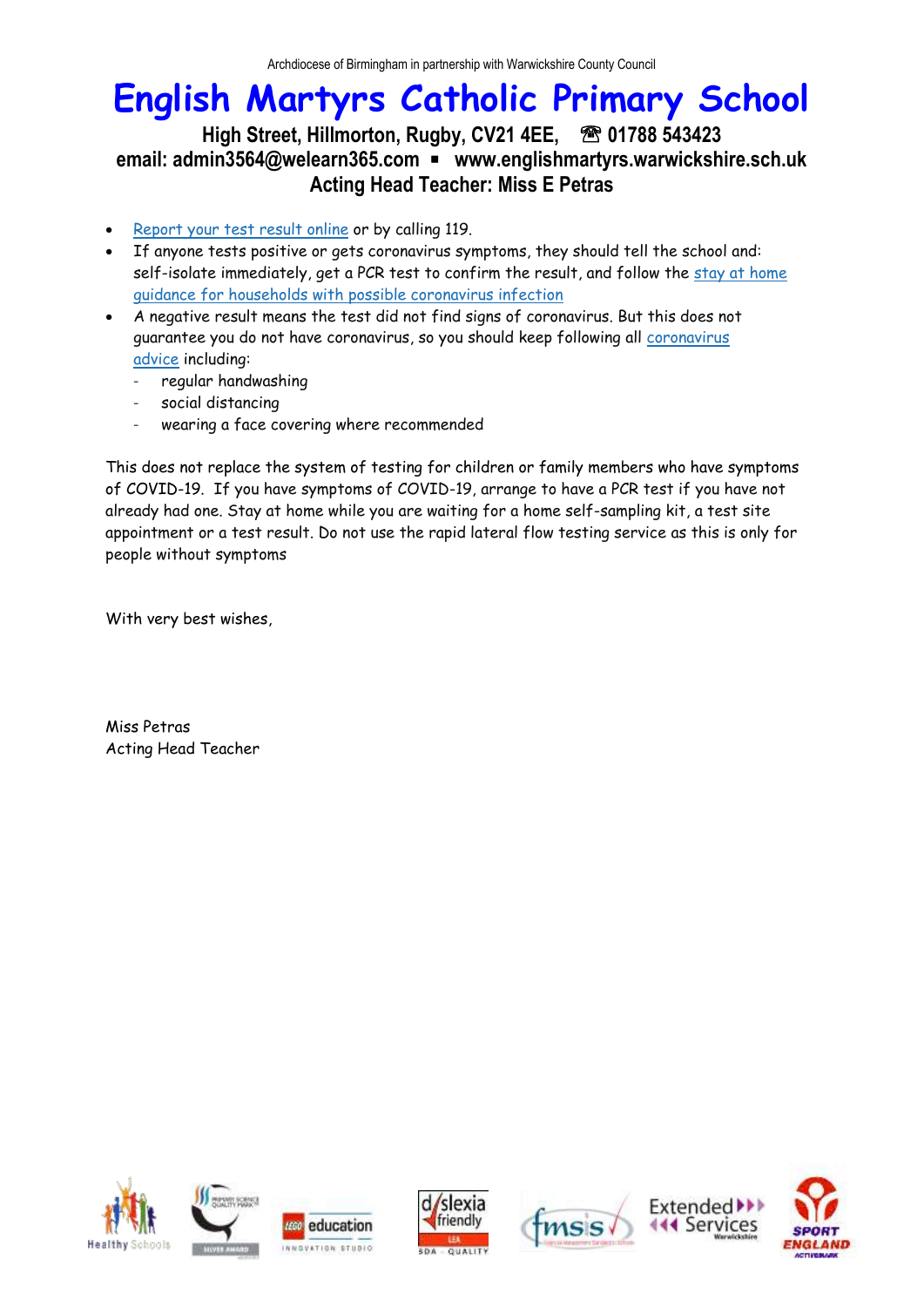Archdiocese of Birmingham in partnership with Warwickshire County Council

# English Martyrs Catholic Primary School

**High Street, Hillmorton, Rugby, CV21 4EE, ☎ 01788 543423**
**email: admin3564@welearn365.com ▪ www.englishmartyrs.warwickshire.sch.uk**
**Acting Head Teacher: Miss E Petras**

- Report your test result online or by calling 119.
- If anyone tests positive or gets coronavirus symptoms, they should tell the school and: self-isolate immediately, get a PCR test to confirm the result, and follow the stay at home guidance for households with possible coronavirus infection
- A negative result means the test did not find signs of coronavirus. But this does not guarantee you do not have coronavirus, so you should keep following all coronavirus advice including:
  - regular handwashing
  - social distancing
  - wearing a face covering where recommended

This does not replace the system of testing for children or family members who have symptoms of COVID-19. If you have symptoms of COVID-19, arrange to have a PCR test if you have not already had one. Stay at home while you are waiting for a home self-sampling kit, a test site appointment or a test result. Do not use the rapid lateral flow testing service as this is only for people without symptoms

With very best wishes,

Miss Petras
Acting Head Teacher